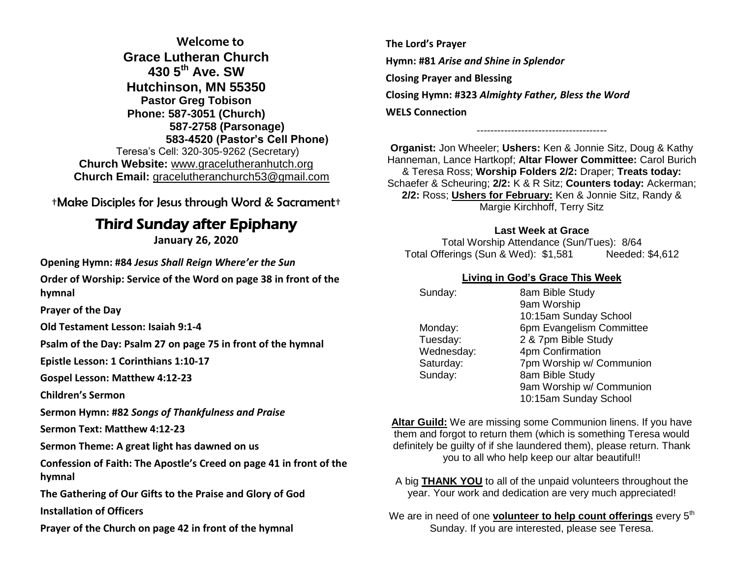**Welcome to**

**Grace Lutheran Church**

**430 5th Ave. SW**

**Hutchinson, MN 55350**

**Pastor Greg Tobison**

**Phone: 587-3051 (Church)**

**587-2758 (Parsonage)**

**583-4520 (Pastor's Cell Phone)**

Teresa's Cell: 320-305-9262 (Secretary)

**Church Website:** www.gracelutheranhutch.org

**Church Email:** gracelutheranchurch53@gmail.com

†Make Disciples for Jesus through Word & Sacrament†

# Third Sunday after Epiphany

**January 26, 2020**

**Opening Hymn: #84** ***Jesus Shall Reign Where'er the Sun***

**Order of Worship: Service of the Word on page 38 in front of the hymnal**

**Prayer of the Day**

**Old Testament Lesson: Isaiah 9:1-4**

**Psalm of the Day: Psalm 27 on page 75 in front of the hymnal**

**Epistle Lesson: 1 Corinthians 1:10-17**

**Gospel Lesson: Matthew 4:12-23**

**Children's Sermon**

**Sermon Hymn: #82** ***Songs of Thankfulness and Praise***

**Sermon Text: Matthew 4:12-23**

**Sermon Theme: A great light has dawned on us**

**Confession of Faith: The Apostle's Creed on page 41 in front of the hymnal**

**The Gathering of Our Gifts to the Praise and Glory of God**

**Installation of Officers**

**Prayer of the Church on page 42 in front of the hymnal**

**The Lord's Prayer**

**Hymn: #81** ***Arise and Shine in Splendor***

**Closing Prayer and Blessing**

**Closing Hymn: #323** ***Almighty Father, Bless the Word***

**WELS Connection**

---

**Organist:** Jon Wheeler; **Ushers:** Ken & Jonnie Sitz, Doug & Kathy Hanneman, Lance Hartkopf; **Altar Flower Committee:** Carol Burich & Teresa Ross; **Worship Folders 2/2:** Draper; **Treats today:** Schaefer & Scheuring; **2/2:** K & R Sitz; **Counters today:** Ackerman; **2/2:** Ross; **Ushers for February:** Ken & Jonnie Sitz, Randy & Margie Kirchhoff, Terry Sitz

**Last Week at Grace**

Total Worship Attendance (Sun/Tues): 8/64

Total Offerings (Sun & Wed): $1,581 Needed: $4,612

**Living in God's Grace This Week**

| | |
|---|---|
| Sunday: | 8am Bible Study |
| | 9am Worship |
| | 10:15am Sunday School |
| Monday: | 6pm Evangelism Committee |
| Tuesday: | 2 & 7pm Bible Study |
| Wednesday: | 4pm Confirmation |
| Saturday: | 7pm Worship w/ Communion |
| Sunday: | 8am Bible Study |
| | 9am Worship w/ Communion |
| | 10:15am Sunday School |

**Altar Guild:** We are missing some Communion linens. If you have them and forgot to return them (which is something Teresa would definitely be guilty of if she laundered them), please return. Thank you to all who help keep our altar beautiful!!

A big **THANK YOU** to all of the unpaid volunteers throughout the year. Your work and dedication are very much appreciated!

We are in need of one **volunteer to help count offerings** every 5th Sunday. If you are interested, please see Teresa.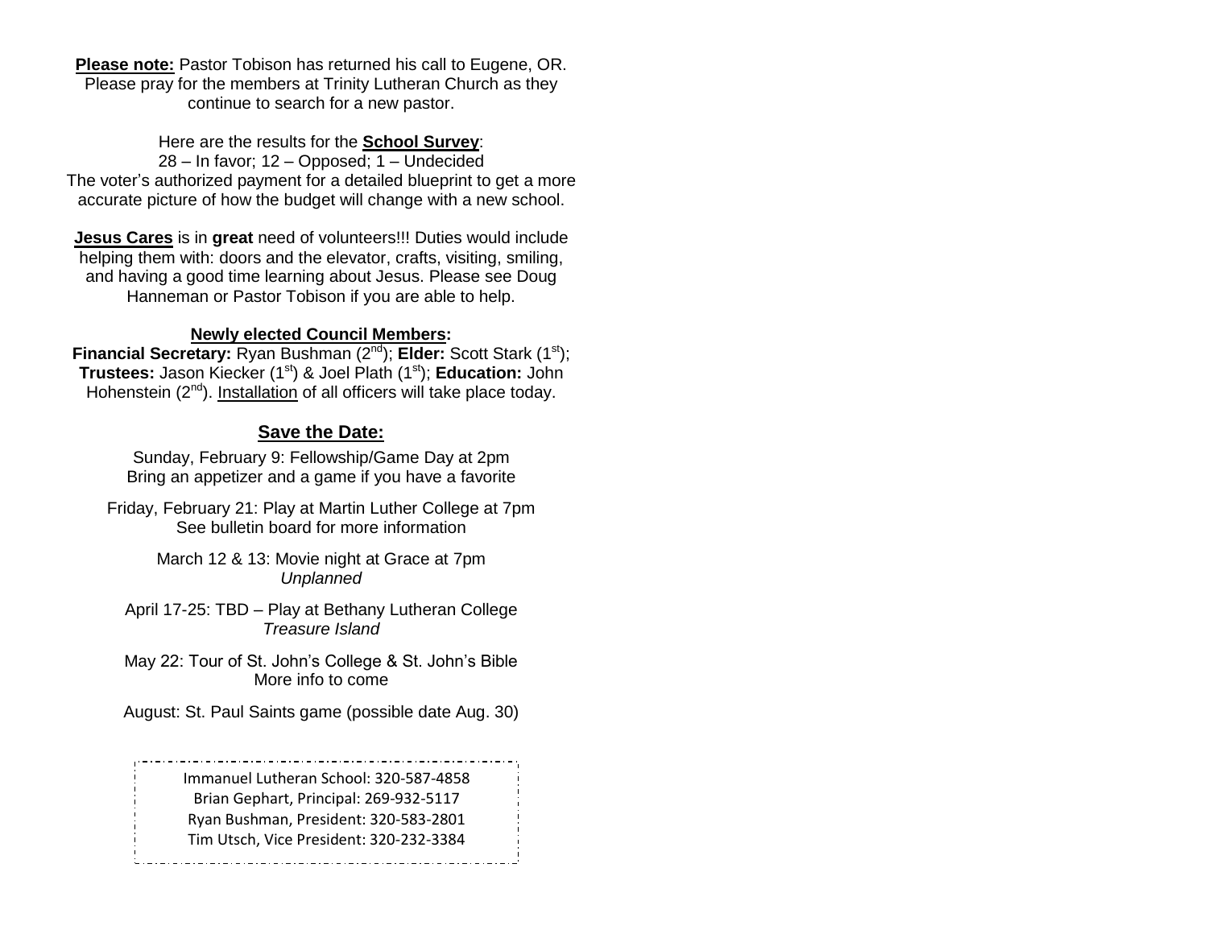**Please note:** Pastor Tobison has returned his call to Eugene, OR. Please pray for the members at Trinity Lutheran Church as they continue to search for a new pastor.

Here are the results for the **School Survey**:
28 – In favor; 12 – Opposed; 1 – Undecided
The voter's authorized payment for a detailed blueprint to get a more accurate picture of how the budget will change with a new school.

**Jesus Cares** is in **great** need of volunteers!!! Duties would include helping them with: doors and the elevator, crafts, visiting, smiling, and having a good time learning about Jesus. Please see Doug Hanneman or Pastor Tobison if you are able to help.

**Newly elected Council Members:**
**Financial Secretary:** Ryan Bushman (2nd); **Elder:** Scott Stark (1st); **Trustees:** Jason Kiecker (1st) & Joel Plath (1st); **Education:** John Hohenstein (2nd). Installation of all officers will take place today.

## Save the Date:

Sunday, February 9: Fellowship/Game Day at 2pm
Bring an appetizer and a game if you have a favorite

Friday, February 21: Play at Martin Luther College at 7pm
See bulletin board for more information

March 12 & 13: Movie night at Grace at 7pm
*Unplanned*

April 17-25: TBD – Play at Bethany Lutheran College
*Treasure Island*

May 22: Tour of St. John's College & St. John's Bible
More info to come

August: St. Paul Saints game (possible date Aug. 30)

Immanuel Lutheran School: 320-587-4858
Brian Gephart, Principal: 269-932-5117
Ryan Bushman, President: 320-583-2801
Tim Utsch, Vice President: 320-232-3384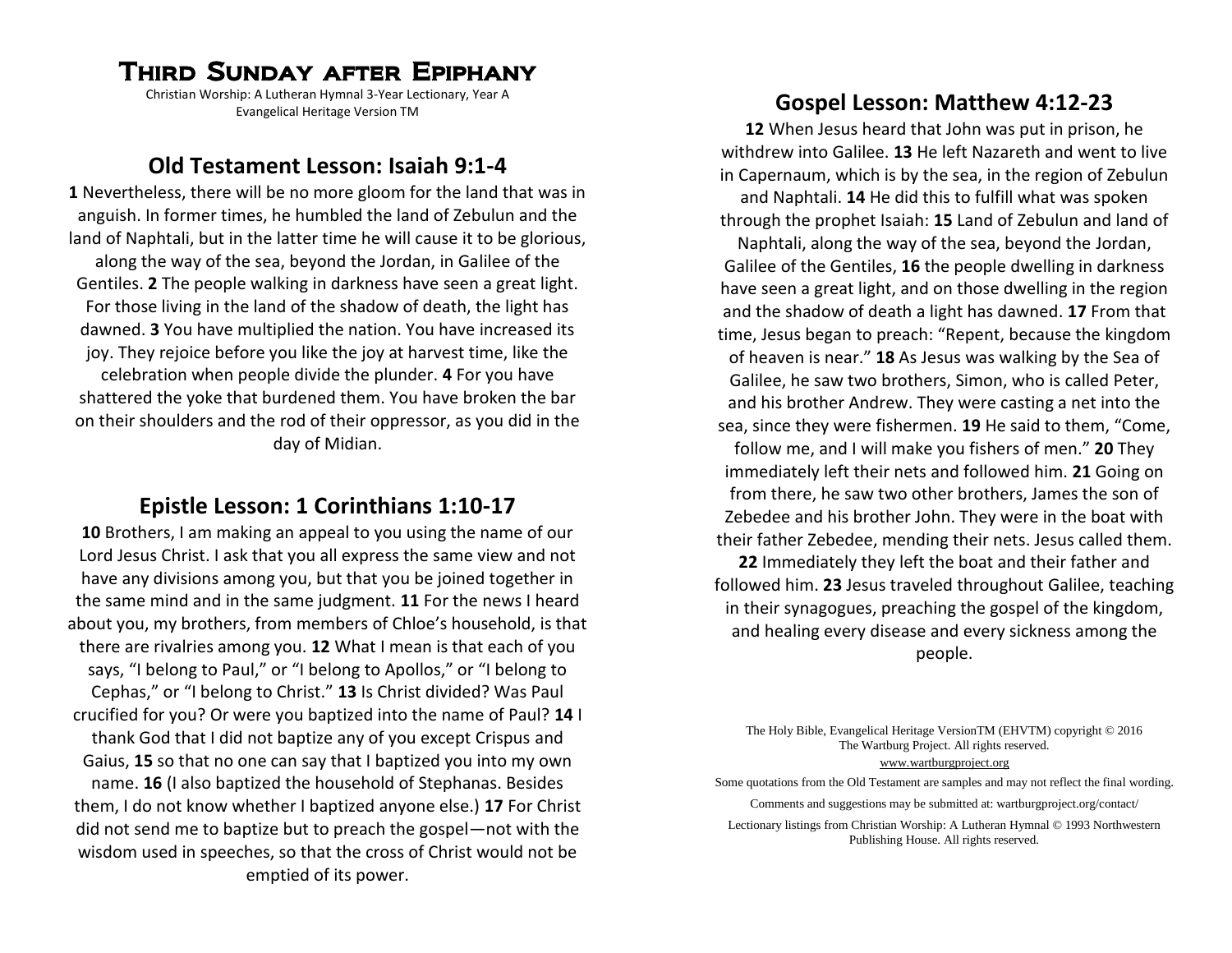# Third Sunday after Epiphany

Christian Worship: A Lutheran Hymnal 3-Year Lectionary, Year A
Evangelical Heritage Version TM

## Old Testament Lesson: Isaiah 9:1-4

**1** Nevertheless, there will be no more gloom for the land that was in anguish. In former times, he humbled the land of Zebulun and the land of Naphtali, but in the latter time he will cause it to be glorious, along the way of the sea, beyond the Jordan, in Galilee of the Gentiles. **2** The people walking in darkness have seen a great light. For those living in the land of the shadow of death, the light has dawned. **3** You have multiplied the nation. You have increased its joy. They rejoice before you like the joy at harvest time, like the celebration when people divide the plunder. **4** For you have shattered the yoke that burdened them. You have broken the bar on their shoulders and the rod of their oppressor, as you did in the day of Midian.

## Epistle Lesson: 1 Corinthians 1:10-17

**10** Brothers, I am making an appeal to you using the name of our Lord Jesus Christ. I ask that you all express the same view and not have any divisions among you, but that you be joined together in the same mind and in the same judgment. **11** For the news I heard about you, my brothers, from members of Chloe's household, is that there are rivalries among you. **12** What I mean is that each of you says, "I belong to Paul," or "I belong to Apollos," or "I belong to Cephas," or "I belong to Christ." **13** Is Christ divided? Was Paul crucified for you? Or were you baptized into the name of Paul? **14** I thank God that I did not baptize any of you except Crispus and Gaius, **15** so that no one can say that I baptized you into my own name. **16** (I also baptized the household of Stephanas. Besides them, I do not know whether I baptized anyone else.) **17** For Christ did not send me to baptize but to preach the gospel—not with the wisdom used in speeches, so that the cross of Christ would not be emptied of its power.

## Gospel Lesson: Matthew 4:12-23

**12** When Jesus heard that John was put in prison, he withdrew into Galilee. **13** He left Nazareth and went to live in Capernaum, which is by the sea, in the region of Zebulun and Naphtali. **14** He did this to fulfill what was spoken through the prophet Isaiah: **15** Land of Zebulun and land of Naphtali, along the way of the sea, beyond the Jordan, Galilee of the Gentiles, **16** the people dwelling in darkness have seen a great light, and on those dwelling in the region and the shadow of death a light has dawned. **17** From that time, Jesus began to preach: "Repent, because the kingdom of heaven is near." **18** As Jesus was walking by the Sea of Galilee, he saw two brothers, Simon, who is called Peter, and his brother Andrew. They were casting a net into the sea, since they were fishermen. **19** He said to them, "Come, follow me, and I will make you fishers of men." **20** They immediately left their nets and followed him. **21** Going on from there, he saw two other brothers, James the son of Zebedee and his brother John. They were in the boat with their father Zebedee, mending their nets. Jesus called them. **22** Immediately they left the boat and their father and followed him. **23** Jesus traveled throughout Galilee, teaching in their synagogues, preaching the gospel of the kingdom, and healing every disease and every sickness among the people.

The Holy Bible, Evangelical Heritage VersionTM (EHVTM) copyright © 2016 The Wartburg Project. All rights reserved.
www.wartburgproject.org

Some quotations from the Old Testament are samples and may not reflect the final wording.

Comments and suggestions may be submitted at: wartburgproject.org/contact/

Lectionary listings from Christian Worship: A Lutheran Hymnal © 1993 Northwestern Publishing House. All rights reserved.